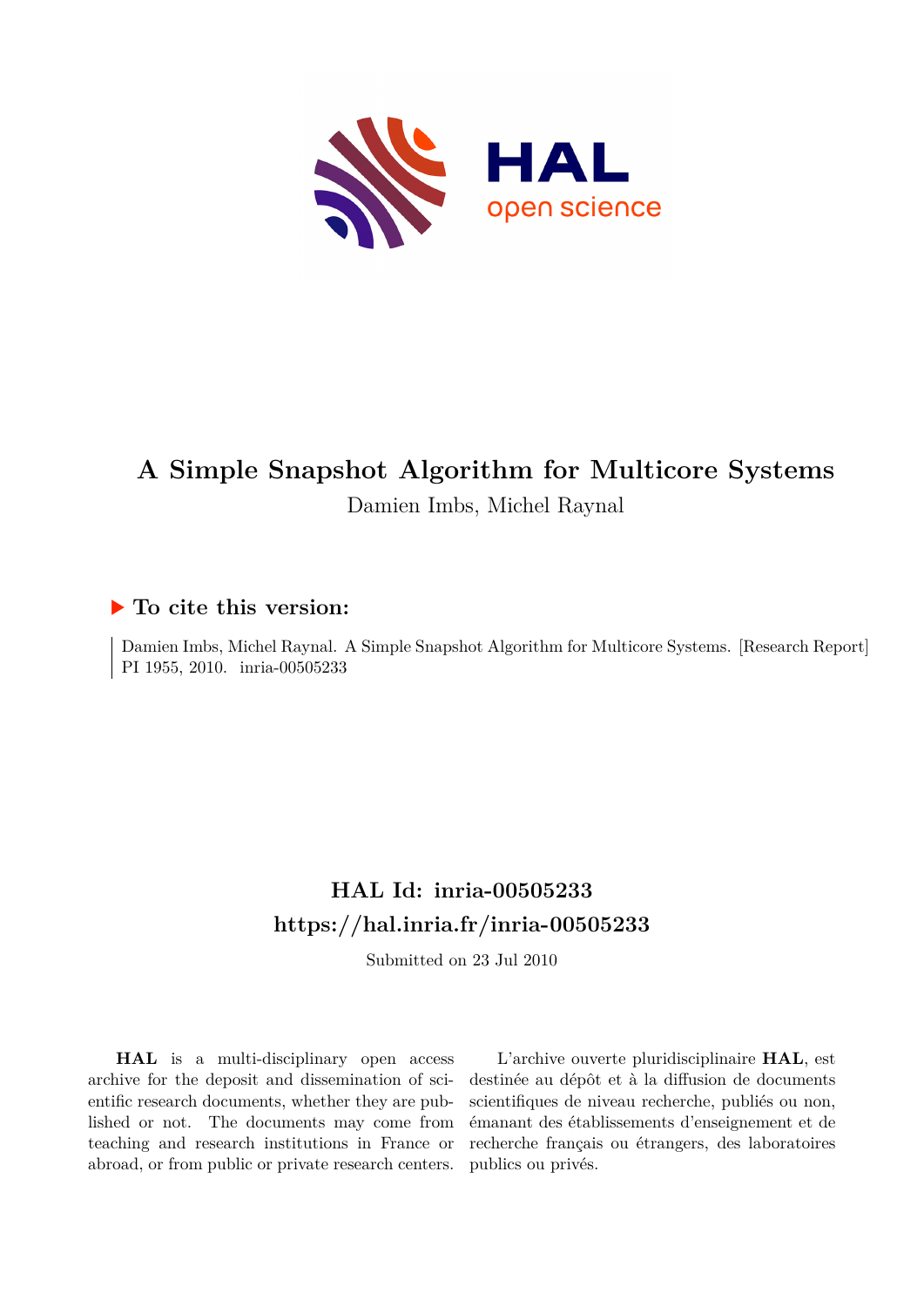# A Simple Snapshot Algorithm for Multicore Systems

Damien Imbs, Michel Raynal

## To cite this version:

Damien Imbs, Michel Raynal. A Simple Snapshot Algorithm for Multicore Systems. [Research Report] PI 1955, 2010. inria-00505233

## HAL Id: inria-00505233

## https://hal.inria.fr/inria-00505233

Submitted on 23 Jul 2010

**HAL** is a multi-disciplinary open access archive for the deposit and dissemination of scientific research documents, whether they are published or not. The documents may come from teaching and research institutions in France or abroad, or from public or private research centers.

L'archive ouverte pluridisciplinaire **HAL**, est destinée au dépôt et à la diffusion de documents scientifiques de niveau recherche, publiés ou non, émanant des établissements d'enseignement et de recherche français ou étrangers, des laboratoires publics ou privés.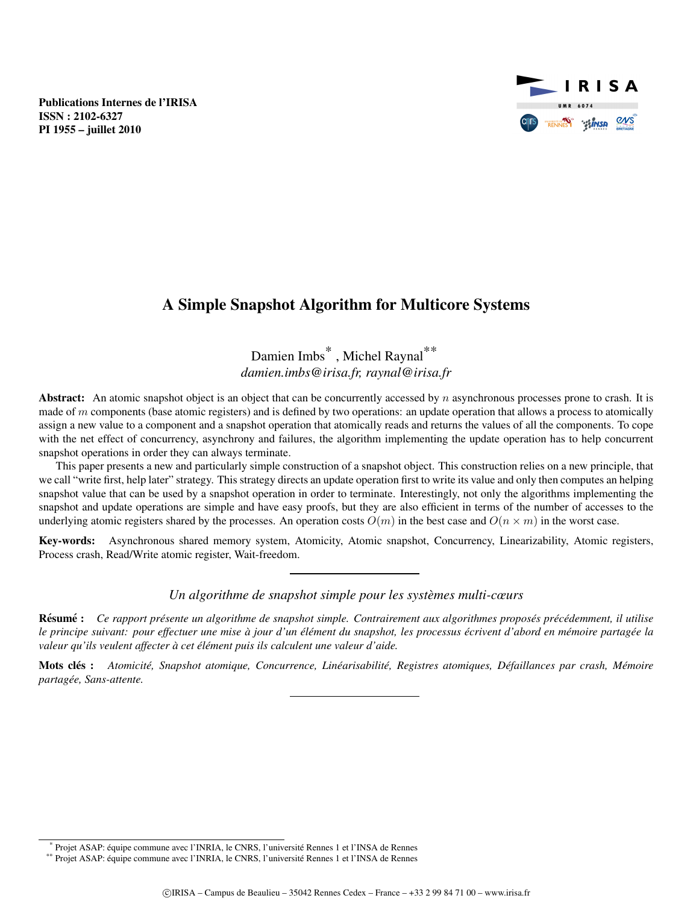**Publications Internes de l'IRISA**
**ISSN : 2102-6327**
**PI 1955 – juillet 2010**

# A Simple Snapshot Algorithm for Multicore Systems

Damien Imbs[*] , Michel Raynal[**]
*damien.imbs@irisa.fr, raynal@irisa.fr*

**Abstract:** An atomic snapshot object is an object that can be concurrently accessed by $n$ asynchronous processes prone to crash. It is made of $m$ components (base atomic registers) and is defined by two operations: an update operation that allows a process to atomically assign a new value to a component and a snapshot operation that atomically reads and returns the values of all the components. To cope with the net effect of concurrency, asynchrony and failures, the algorithm implementing the update operation has to help concurrent snapshot operations in order they can always terminate.

This paper presents a new and particularly simple construction of a snapshot object. This construction relies on a new principle, that we call "write first, help later" strategy. This strategy directs an update operation first to write its value and only then computes an helping snapshot value that can be used by a snapshot operation in order to terminate. Interestingly, not only the algorithms implementing the snapshot and update operations are simple and have easy proofs, but they are also efficient in terms of the number of accesses to the underlying atomic registers shared by the processes. An operation costs $O(m)$ in the best case and $O(n \times m)$ in the worst case.

**Key-words:** Asynchronous shared memory system, Atomicity, Atomic snapshot, Concurrency, Linearizability, Atomic registers, Process crash, Read/Write atomic register, Wait-freedom.

---

*Un algorithme de snapshot simple pour les systèmes multi-cœurs*

**Résumé :** *Ce rapport présente un algorithme de snapshot simple. Contrairement aux algorithmes proposés précédemment, il utilise le principe suivant: pour effectuer une mise à jour d'un élément du snapshot, les processus écrivent d'abord en mémoire partagée la valeur qu'ils veulent affecter à cet élément puis ils calculent une valeur d'aide.*

**Mots clés :** *Atomicité, Snapshot atomique, Concurrence, Linéarisabilité, Registres atomiques, Défaillances par crash, Mémoire partagée, Sans-attente.*

---

[*] Projet ASAP: équipe commune avec l'INRIA, le CNRS, l'université Rennes 1 et l'INSA de Rennes
[**] Projet ASAP: équipe commune avec l'INRIA, le CNRS, l'université Rennes 1 et l'INSA de Rennes

©IRISA – Campus de Beaulieu – 35042 Rennes Cedex – France – +33 2 99 84 71 00 – www.irisa.fr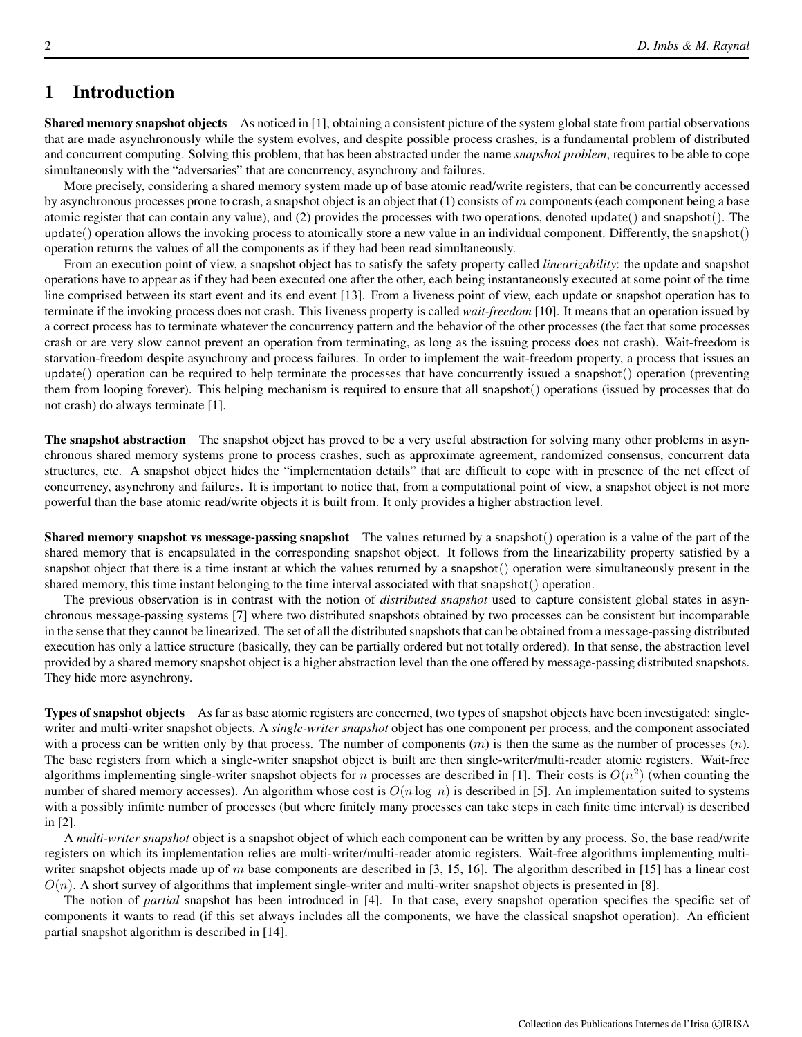# 1 Introduction

**Shared memory snapshot objects** As noticed in [1], obtaining a consistent picture of the system global state from partial observations that are made asynchronously while the system evolves, and despite possible process crashes, is a fundamental problem of distributed and concurrent computing. Solving this problem, that has been abstracted under the name *snapshot problem*, requires to be able to cope simultaneously with the "adversaries" that are concurrency, asynchrony and failures.

More precisely, considering a shared memory system made up of base atomic read/write registers, that can be concurrently accessed by asynchronous processes prone to crash, a snapshot object is an object that (1) consists of $m$ components (each component being a base atomic register that can contain any value), and (2) provides the processes with two operations, denoted update() and snapshot(). The update() operation allows the invoking process to atomically store a new value in an individual component. Differently, the snapshot() operation returns the values of all the components as if they had been read simultaneously.

From an execution point of view, a snapshot object has to satisfy the safety property called *linearizability*: the update and snapshot operations have to appear as if they had been executed one after the other, each being instantaneously executed at some point of the time line comprised between its start event and its end event [13]. From a liveness point of view, each update or snapshot operation has to terminate if the invoking process does not crash. This liveness property is called *wait-freedom* [10]. It means that an operation issued by a correct process has to terminate whatever the concurrency pattern and the behavior of the other processes (the fact that some processes crash or are very slow cannot prevent an operation from terminating, as long as the issuing process does not crash). Wait-freedom is starvation-freedom despite asynchrony and process failures. In order to implement the wait-freedom property, a process that issues an update() operation can be required to help terminate the processes that have concurrently issued a snapshot() operation (preventing them from looping forever). This helping mechanism is required to ensure that all snapshot() operations (issued by processes that do not crash) do always terminate [1].

**The snapshot abstraction** The snapshot object has proved to be a very useful abstraction for solving many other problems in asynchronous shared memory systems prone to process crashes, such as approximate agreement, randomized consensus, concurrent data structures, etc. A snapshot object hides the "implementation details" that are difficult to cope with in presence of the net effect of concurrency, asynchrony and failures. It is important to notice that, from a computational point of view, a snapshot object is not more powerful than the base atomic read/write objects it is built from. It only provides a higher abstraction level.

**Shared memory snapshot vs message-passing snapshot** The values returned by a snapshot() operation is a value of the part of the shared memory that is encapsulated in the corresponding snapshot object. It follows from the linearizability property satisfied by a snapshot object that there is a time instant at which the values returned by a snapshot() operation were simultaneously present in the shared memory, this time instant belonging to the time interval associated with that snapshot() operation.

The previous observation is in contrast with the notion of *distributed snapshot* used to capture consistent global states in asynchronous message-passing systems [7] where two distributed snapshots obtained by two processes can be consistent but incomparable in the sense that they cannot be linearized. The set of all the distributed snapshots that can be obtained from a message-passing distributed execution has only a lattice structure (basically, they can be partially ordered but not totally ordered). In that sense, the abstraction level provided by a shared memory snapshot object is a higher abstraction level than the one offered by message-passing distributed snapshots. They hide more asynchrony.

**Types of snapshot objects** As far as base atomic registers are concerned, two types of snapshot objects have been investigated: single-writer and multi-writer snapshot objects. A *single-writer snapshot* object has one component per process, and the component associated with a process can be written only by that process. The number of components ($m$) is then the same as the number of processes ($n$). The base registers from which a single-writer snapshot object is built are then single-writer/multi-reader atomic registers. Wait-free algorithms implementing single-writer snapshot objects for $n$ processes are described in [1]. Their costs is $O(n^2)$ (when counting the number of shared memory accesses). An algorithm whose cost is $O(n \log n)$ is described in [5]. An implementation suited to systems with a possibly infinite number of processes (but where finitely many processes can take steps in each finite time interval) is described in [2].

A *multi-writer snapshot* object is a snapshot object of which each component can be written by any process. So, the base read/write registers on which its implementation relies are multi-writer/multi-reader atomic registers. Wait-free algorithms implementing multi-writer snapshot objects made up of $m$ base components are described in [3, 15, 16]. The algorithm described in [15] has a linear cost $O(n)$. A short survey of algorithms that implement single-writer and multi-writer snapshot objects is presented in [8].

The notion of *partial* snapshot has been introduced in [4]. In that case, every snapshot operation specifies the specific set of components it wants to read (if this set always includes all the components, we have the classical snapshot operation). An efficient partial snapshot algorithm is described in [14].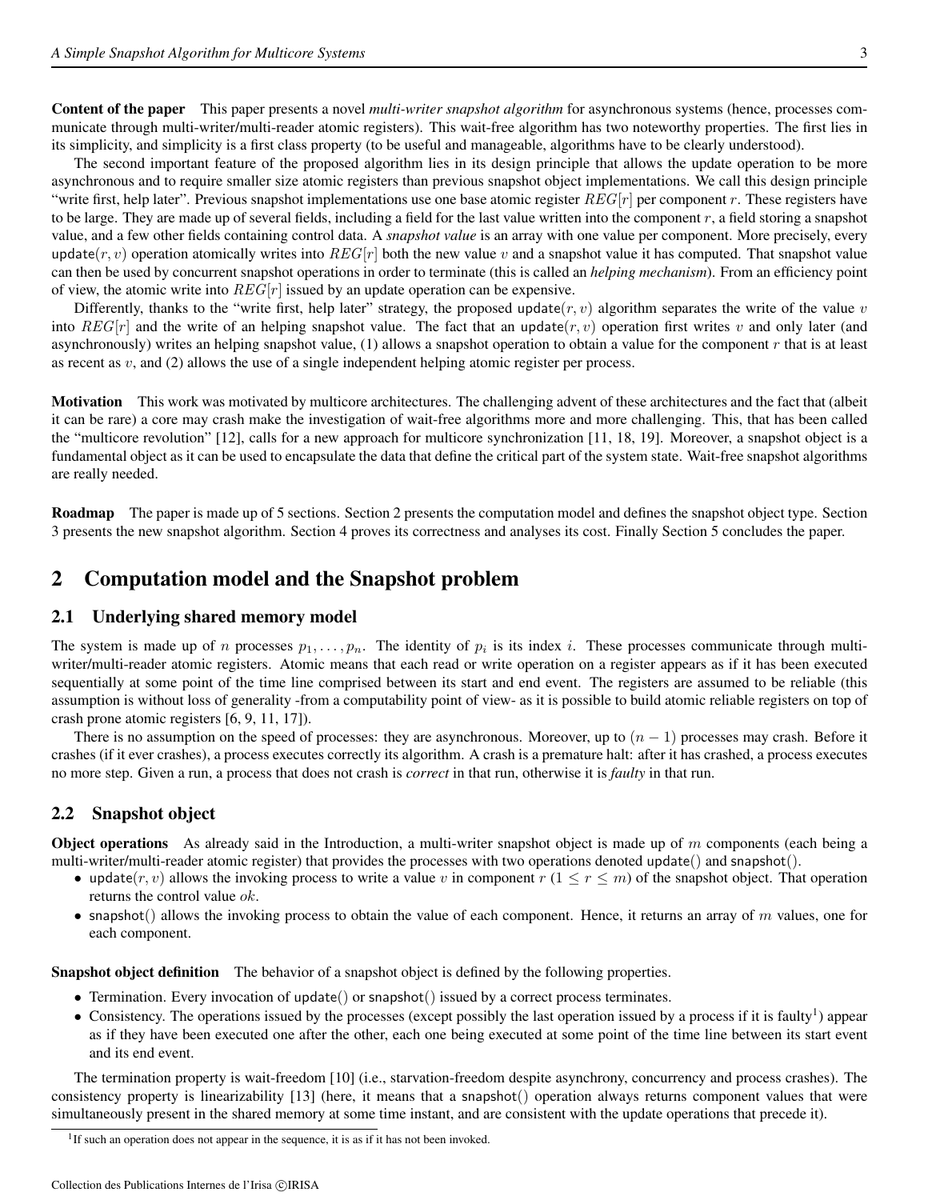**Content of the paper** This paper presents a novel *multi-writer snapshot algorithm* for asynchronous systems (hence, processes communicate through multi-writer/multi-reader atomic registers). This wait-free algorithm has two noteworthy properties. The first lies in its simplicity, and simplicity is a first class property (to be useful and manageable, algorithms have to be clearly understood).

The second important feature of the proposed algorithm lies in its design principle that allows the update operation to be more asynchronous and to require smaller size atomic registers than previous snapshot object implementations. We call this design principle "write first, help later". Previous snapshot implementations use one base atomic register $REG[r]$ per component $r$. These registers have to be large. They are made up of several fields, including a field for the last value written into the component $r$, a field storing a snapshot value, and a few other fields containing control data. A *snapshot value* is an array with one value per component. More precisely, every $\mathsf{update}(r, v)$ operation atomically writes into $REG[r]$ both the new value $v$ and a snapshot value it has computed. That snapshot value can then be used by concurrent snapshot operations in order to terminate (this is called an *helping mechanism*). From an efficiency point of view, the atomic write into $REG[r]$ issued by an update operation can be expensive.

Differently, thanks to the "write first, help later" strategy, the proposed $\mathsf{update}(r, v)$ algorithm separates the write of the value $v$ into $REG[r]$ and the write of an helping snapshot value. The fact that an $\mathsf{update}(r, v)$ operation first writes $v$ and only later (and asynchronously) writes an helping snapshot value, (1) allows a snapshot operation to obtain a value for the component $r$ that is at least as recent as $v$, and (2) allows the use of a single independent helping atomic register per process.

**Motivation** This work was motivated by multicore architectures. The challenging advent of these architectures and the fact that (albeit it can be rare) a core may crash make the investigation of wait-free algorithms more and more challenging. This, that has been called the "multicore revolution" [12], calls for a new approach for multicore synchronization [11, 18, 19]. Moreover, a snapshot object is a fundamental object as it can be used to encapsulate the data that define the critical part of the system state. Wait-free snapshot algorithms are really needed.

**Roadmap** The paper is made up of 5 sections. Section 2 presents the computation model and defines the snapshot object type. Section 3 presents the new snapshot algorithm. Section 4 proves its correctness and analyses its cost. Finally Section 5 concludes the paper.

# 2 Computation model and the Snapshot problem

## 2.1 Underlying shared memory model

The system is made up of $n$ processes $p_1, \ldots, p_n$. The identity of $p_i$ is its index $i$. These processes communicate through multi-writer/multi-reader atomic registers. Atomic means that each read or write operation on a register appears as if it has been executed sequentially at some point of the time line comprised between its start and end event. The registers are assumed to be reliable (this assumption is without loss of generality -from a computability point of view- as it is possible to build atomic reliable registers on top of crash prone atomic registers [6, 9, 11, 17]).

There is no assumption on the speed of processes: they are asynchronous. Moreover, up to $(n-1)$ processes may crash. Before it crashes (if it ever crashes), a process executes correctly its algorithm. A crash is a premature halt: after it has crashed, a process executes no more step. Given a run, a process that does not crash is *correct* in that run, otherwise it is *faulty* in that run.

## 2.2 Snapshot object

**Object operations** As already said in the Introduction, a multi-writer snapshot object is made up of $m$ components (each being a multi-writer/multi-reader atomic register) that provides the processes with two operations denoted $\mathsf{update}()$ and $\mathsf{snapshot}()$.

- $\mathsf{update}(r, v)$ allows the invoking process to write a value $v$ in component $r$ ($1 \leq r \leq m$) of the snapshot object. That operation returns the control value $ok$.
- $\mathsf{snapshot}()$ allows the invoking process to obtain the value of each component. Hence, it returns an array of $m$ values, one for each component.

**Snapshot object definition** The behavior of a snapshot object is defined by the following properties.

- Termination. Every invocation of $\mathsf{update}()$ or $\mathsf{snapshot}()$ issued by a correct process terminates.
- Consistency. The operations issued by the processes (except possibly the last operation issued by a process if it is faulty[1]) appear as if they have been executed one after the other, each one being executed at some point of the time line between its start event and its end event.

The termination property is wait-freedom [10] (i.e., starvation-freedom despite asynchrony, concurrency and process crashes). The consistency property is linearizability [13] (here, it means that a $\mathsf{snapshot}()$ operation always returns component values that were simultaneously present in the shared memory at some time instant, and are consistent with the update operations that precede it).

[1] If such an operation does not appear in the sequence, it is as if it has not been invoked.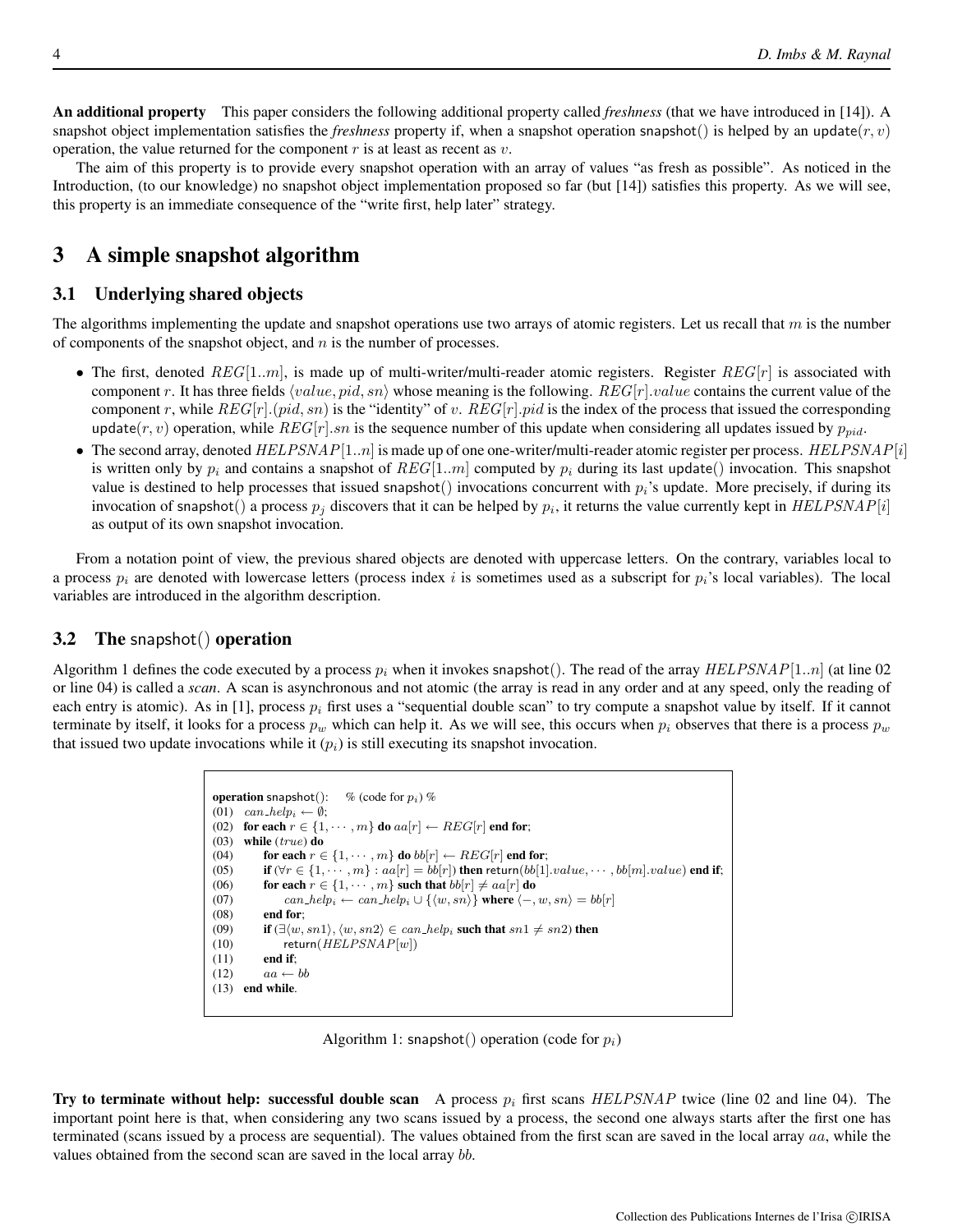**An additional property** This paper considers the following additional property called *freshness* (that we have introduced in [14]). A snapshot object implementation satisfies the *freshness* property if, when a snapshot operation snapshot() is helped by an update$(r, v)$ operation, the value returned for the component $r$ is at least as recent as $v$.

The aim of this property is to provide every snapshot operation with an array of values "as fresh as possible". As noticed in the Introduction, (to our knowledge) no snapshot object implementation proposed so far (but [14]) satisfies this property. As we will see, this property is an immediate consequence of the "write first, help later" strategy.

# 3 A simple snapshot algorithm

## 3.1 Underlying shared objects

The algorithms implementing the update and snapshot operations use two arrays of atomic registers. Let us recall that $m$ is the number of components of the snapshot object, and $n$ is the number of processes.

- The first, denoted $REG[1..m]$, is made up of multi-writer/multi-reader atomic registers. Register $REG[r]$ is associated with component $r$. It has three fields $\langle value, pid, sn \rangle$ whose meaning is the following. $REG[r].value$ contains the current value of the component $r$, while $REG[r].(pid, sn)$ is the "identity" of $v$. $REG[r].pid$ is the index of the process that issued the corresponding update$(r, v)$ operation, while $REG[r].sn$ is the sequence number of this update when considering all updates issued by $p_{pid}$.
- The second array, denoted $HELPSNAP[1..n]$ is made up of one one-writer/multi-reader atomic register per process. $HELPSNAP[i]$ is written only by $p_i$ and contains a snapshot of $REG[1..m]$ computed by $p_i$ during its last update() invocation. This snapshot value is destined to help processes that issued snapshot() invocations concurrent with $p_i$'s update. More precisely, if during its invocation of snapshot() a process $p_j$ discovers that it can be helped by $p_i$, it returns the value currently kept in $HELPSNAP[i]$ as output of its own snapshot invocation.

From a notation point of view, the previous shared objects are denoted with uppercase letters. On the contrary, variables local to a process $p_i$ are denoted with lowercase letters (process index $i$ is sometimes used as a subscript for $p_i$'s local variables). The local variables are introduced in the algorithm description.

## 3.2 The snapshot() operation

Algorithm 1 defines the code executed by a process $p_i$ when it invokes snapshot(). The read of the array $HELPSNAP[1..n]$ (at line 02 or line 04) is called a *scan*. A scan is asynchronous and not atomic (the array is read in any order and at any speed, only the reading of each entry is atomic). As in [1], process $p_i$ first uses a "sequential double scan" to try compute a snapshot value by itself. If it cannot terminate by itself, it looks for a process $p_w$ which can help it. As we will see, this occurs when $p_i$ observes that there is a process $p_w$ that issued two update invocations while it ($p_i$) is still executing its snapshot invocation.

```
operation snapshot():   % (code for p_i) %
(01)  can_help_i ← ∅;
(02)  for each r ∈ {1, ··· , m} do aa[r] ← REG[r] end for;
(03)  while (true) do
(04)      for each r ∈ {1, ··· , m} do bb[r] ← REG[r] end for;
(05)      if (∀r ∈ {1, ··· , m} : aa[r] = bb[r]) then return(bb[1].value, ··· , bb[m].value) end if;
(06)      for each r ∈ {1, ··· , m} such that bb[r] ≠ aa[r] do
(07)          can_help_i ← can_help_i ∪ {⟨w, sn⟩} where ⟨−, w, sn⟩ = bb[r]
(08)      end for;
(09)      if (∃⟨w, sn1⟩, ⟨w, sn2⟩ ∈ can_help_i such that sn1 ≠ sn2) then
(10)          return(HELPSNAP[w])
(11)      end if;
(12)      aa ← bb
(13)  end while.
```

Algorithm 1: snapshot() operation (code for $p_i$)

**Try to terminate without help: successful double scan** A process $p_i$ first scans $HELPSNAP$ twice (line 02 and line 04). The important point here is that, when considering any two scans issued by a process, the second one always starts after the first one has terminated (scans issued by a process are sequential). The values obtained from the first scan are saved in the local array $aa$, while the values obtained from the second scan are saved in the local array $bb$.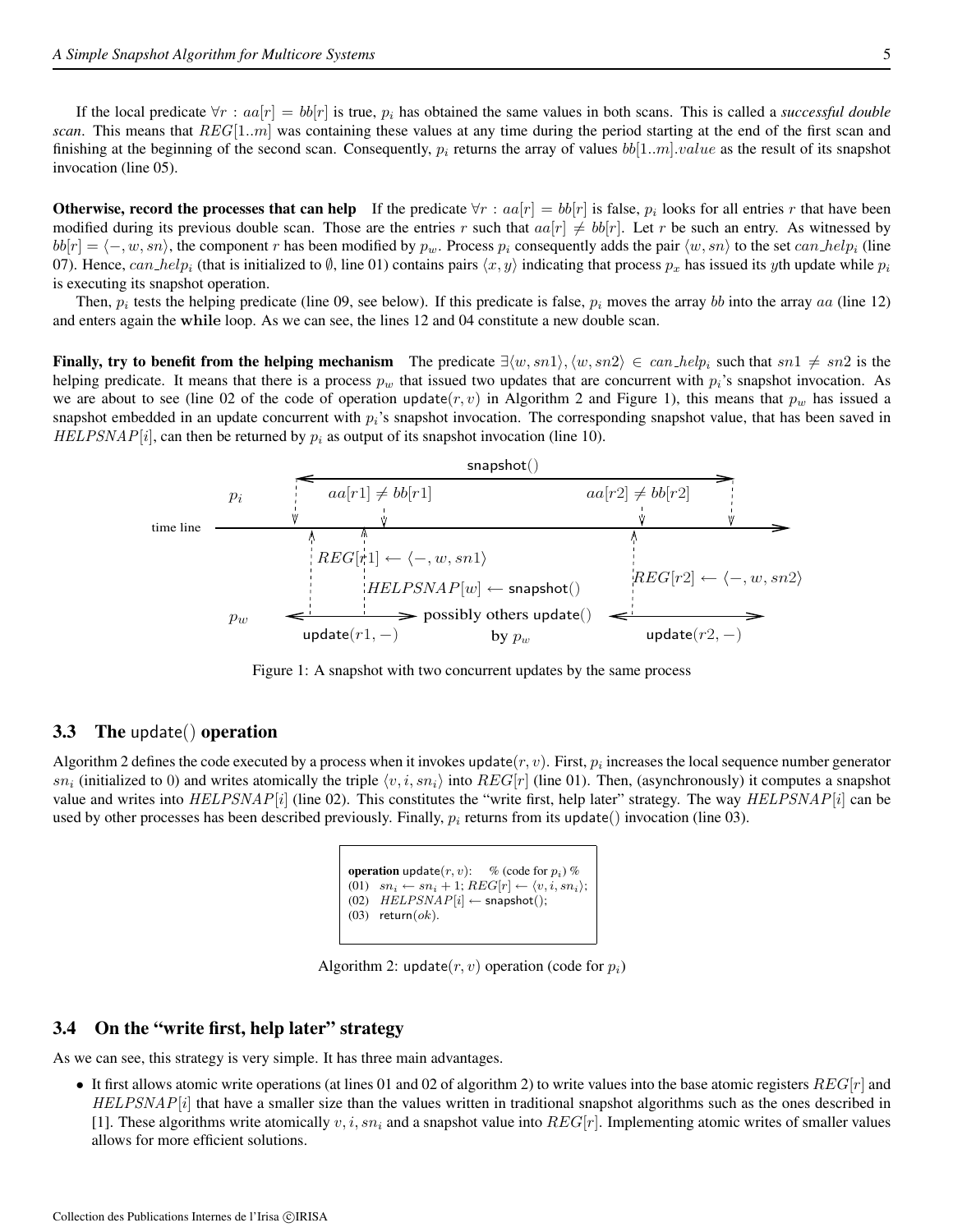If the local predicate $\forall r : aa[r] = bb[r]$ is true, $p_i$ has obtained the same values in both scans. This is called a *successful double scan*. This means that $REG[1..m]$ was containing these values at any time during the period starting at the end of the first scan and finishing at the beginning of the second scan. Consequently, $p_i$ returns the array of values $bb[1..m].value$ as the result of its snapshot invocation (line 05).

**Otherwise, record the processes that can help** If the predicate $\forall r : aa[r] = bb[r]$ is false, $p_i$ looks for all entries $r$ that have been modified during its previous double scan. Those are the entries $r$ such that $aa[r] \neq bb[r]$. Let $r$ be such an entry. As witnessed by $bb[r] = \langle -, w, sn \rangle$, the component $r$ has been modified by $p_w$. Process $p_i$ consequently adds the pair $\langle w, sn \rangle$ to the set $can\_help_i$ (line 07). Hence, $can\_help_i$ (that is initialized to $\emptyset$, line 01) contains pairs $\langle x, y \rangle$ indicating that process $p_x$ has issued its $y$th update while $p_i$ is executing its snapshot operation.

Then, $p_i$ tests the helping predicate (line 09, see below). If this predicate is false, $p_i$ moves the array $bb$ into the array $aa$ (line 12) and enters again the **while** loop. As we can see, the lines 12 and 04 constitute a new double scan.

**Finally, try to benefit from the helping mechanism** The predicate $\exists \langle w, sn1 \rangle, \langle w, sn2 \rangle \in can\_help_i$ such that $sn1 \neq sn2$ is the helping predicate. It means that there is a process $p_w$ that issued two updates that are concurrent with $p_i$'s snapshot invocation. As we are about to see (line 02 of the code of operation update$(r, v)$ in Algorithm 2 and Figure 1), this means that $p_w$ has issued a snapshot embedded in an update concurrent with $p_i$'s snapshot invocation. The corresponding snapshot value, that has been saved in $HELPSNAP[i]$, can then be returned by $p_i$ as output of its snapshot invocation (line 10).

Figure 1: A snapshot with two concurrent updates by the same process

## 3.3 The update() operation

Algorithm 2 defines the code executed by a process when it invokes update$(r, v)$. First, $p_i$ increases the local sequence number generator $sn_i$ (initialized to 0) and writes atomically the triple $\langle v, i, sn_i \rangle$ into $REG[r]$ (line 01). Then, (asynchronously) it computes a snapshot value and writes into $HELPSNAP[i]$ (line 02). This constitutes the "write first, help later" strategy. The way $HELPSNAP[i]$ can be used by other processes has been described previously. Finally, $p_i$ returns from its update() invocation (line 03).

```
operation update(r, v):     % (code for p_i) %
(01)  sn_i ← sn_i + 1; REG[r] ← ⟨v, i, sn_i⟩;
(02)  HELPSNAP[i] ← snapshot();
(03)  return(ok).
```

Algorithm 2: update$(r, v)$ operation (code for $p_i$)

## 3.4 On the "write first, help later" strategy

As we can see, this strategy is very simple. It has three main advantages.

- It first allows atomic write operations (at lines 01 and 02 of algorithm 2) to write values into the base atomic registers $REG[r]$ and $HELPSNAP[i]$ that have a smaller size than the values written in traditional snapshot algorithms such as the ones described in [1]. These algorithms write atomically $v, i, sn_i$ and a snapshot value into $REG[r]$. Implementing atomic writes of smaller values allows for more efficient solutions.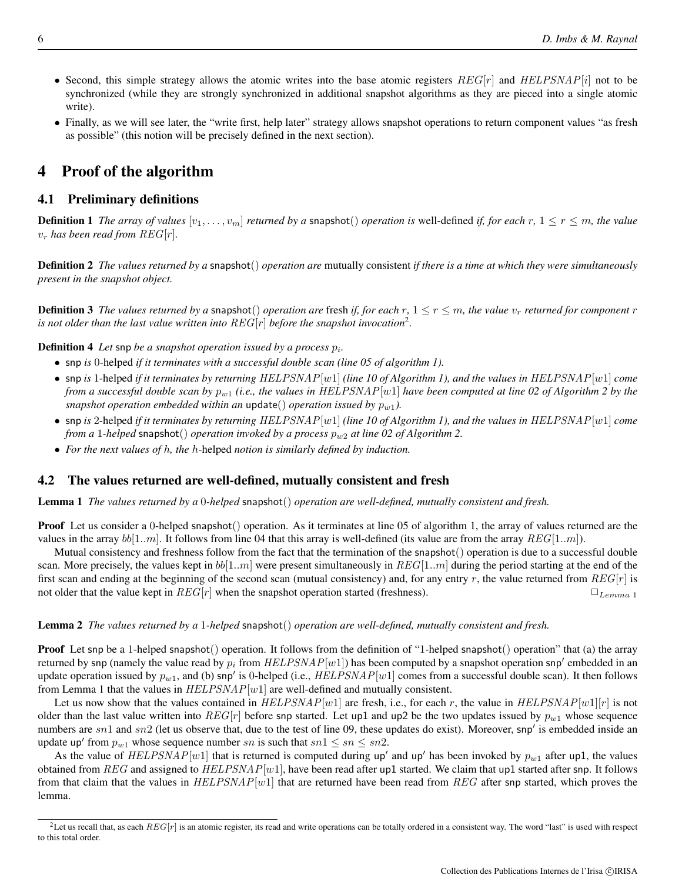- Second, this simple strategy allows the atomic writes into the base atomic registers $REG[r]$ and $HELPSNAP[i]$ not to be synchronized (while they are strongly synchronized in additional snapshot algorithms as they are pieced into a single atomic write).
- Finally, as we will see later, the "write first, help later" strategy allows snapshot operations to return component values "as fresh as possible" (this notion will be precisely defined in the next section).

# 4 Proof of the algorithm

## 4.1 Preliminary definitions

**Definition 1** *The array of values $[v_1, \ldots, v_m]$ returned by a* snapshot() *operation is* well-defined *if, for each $r$, $1 \leq r \leq m$, the value $v_r$ has been read from $REG[r]$.*

**Definition 2** *The values returned by a* snapshot() *operation are* mutually consistent *if there is a time at which they were simultaneously present in the snapshot object.*

**Definition 3** *The values returned by a* snapshot() *operation are* fresh *if, for each $r$, $1 \leq r \leq m$, the value $v_r$ returned for component $r$ is not older than the last value written into $REG[r]$ before the snapshot invocation*[2].

**Definition 4** *Let* snp *be a snapshot operation issued by a process $p_i$.*

- snp *is* 0-helped *if it terminates with a successful double scan (line 05 of algorithm 1).*
- snp *is* 1-helped *if it terminates by returning $HELPSNAP[w1]$ (line 10 of Algorithm 1), and the values in $HELPSNAP[w1]$ come from a successful double scan by $p_{w1}$ (i.e., the values in $HELPSNAP[w1]$ have been computed at line 02 of Algorithm 2 by the snapshot operation embedded within an* update() *operation issued by $p_{w1}$).*
- snp *is* 2-helped *if it terminates by returning $HELPSNAP[w1]$ (line 10 of Algorithm 1), and the values in $HELPSNAP[w1]$ come from a* 1-helped snapshot() *operation invoked by a process $p_{w2}$ at line 02 of Algorithm 2.*
- *For the next values of $h$, the $h$-*helped *notion is similarly defined by induction.*

## 4.2 The values returned are well-defined, mutually consistent and fresh

**Lemma 1** *The values returned by a 0-helped* snapshot() *operation are well-defined, mutually consistent and fresh.*

**Proof** Let us consider a 0-helped snapshot() operation. As it terminates at line 05 of algorithm 1, the array of values returned are the values in the array $bb[1..m]$. It follows from line 04 that this array is well-defined (its value are from the array $REG[1..m]$).

Mutual consistency and freshness follow from the fact that the termination of the snapshot() operation is due to a successful double scan. More precisely, the values kept in $bb[1..m]$ were present simultaneously in $REG[1..m]$ during the period starting at the end of the first scan and ending at the beginning of the second scan (mutual consistency) and, for any entry $r$, the value returned from $REG[r]$ is not older that the value kept in $REG[r]$ when the snapshot operation started (freshness). $\square_{Lemma\ 1}$

**Lemma 2** *The values returned by a 1-helped* snapshot() *operation are well-defined, mutually consistent and fresh.*

**Proof** Let snp be a 1-helped snapshot() operation. It follows from the definition of "1-helped snapshot() operation" that (a) the array returned by snp (namely the value read by $p_i$ from $HELPSNAP[w1]$) has been computed by a snapshot operation snp′ embedded in an update operation issued by $p_{w1}$, and (b) snp′ is 0-helped (i.e., $HELPSNAP[w1]$ comes from a successful double scan). It then follows from Lemma 1 that the values in $HELPSNAP[w1]$ are well-defined and mutually consistent.

Let us now show that the values contained in $HELPSNAP[w1]$ are fresh, i.e., for each $r$, the value in $HELPSNAP[w1][r]$ is not older than the last value written into $REG[r]$ before snp started. Let up1 and up2 be the two updates issued by $p_{w1}$ whose sequence numbers are $sn1$ and $sn2$ (let us observe that, due to the test of line 09, these updates do exist). Moreover, snp′ is embedded inside an update up′ from $p_{w1}$ whose sequence number $sn$ is such that $sn1 \leq sn \leq sn2$.

As the value of $HELPSNAP[w1]$ that is returned is computed during up′ and up′ has been invoked by $p_{w1}$ after up1, the values obtained from $REG$ and assigned to $HELPSNAP[w1]$, have been read after up1 started. We claim that up1 started after snp. It follows from that claim that the values in $HELPSNAP[w1]$ that are returned have been read from $REG$ after snp started, which proves the lemma.

[2] Let us recall that, as each $REG[r]$ is an atomic register, its read and write operations can be totally ordered in a consistent way. The word "last" is used with respect to this total order.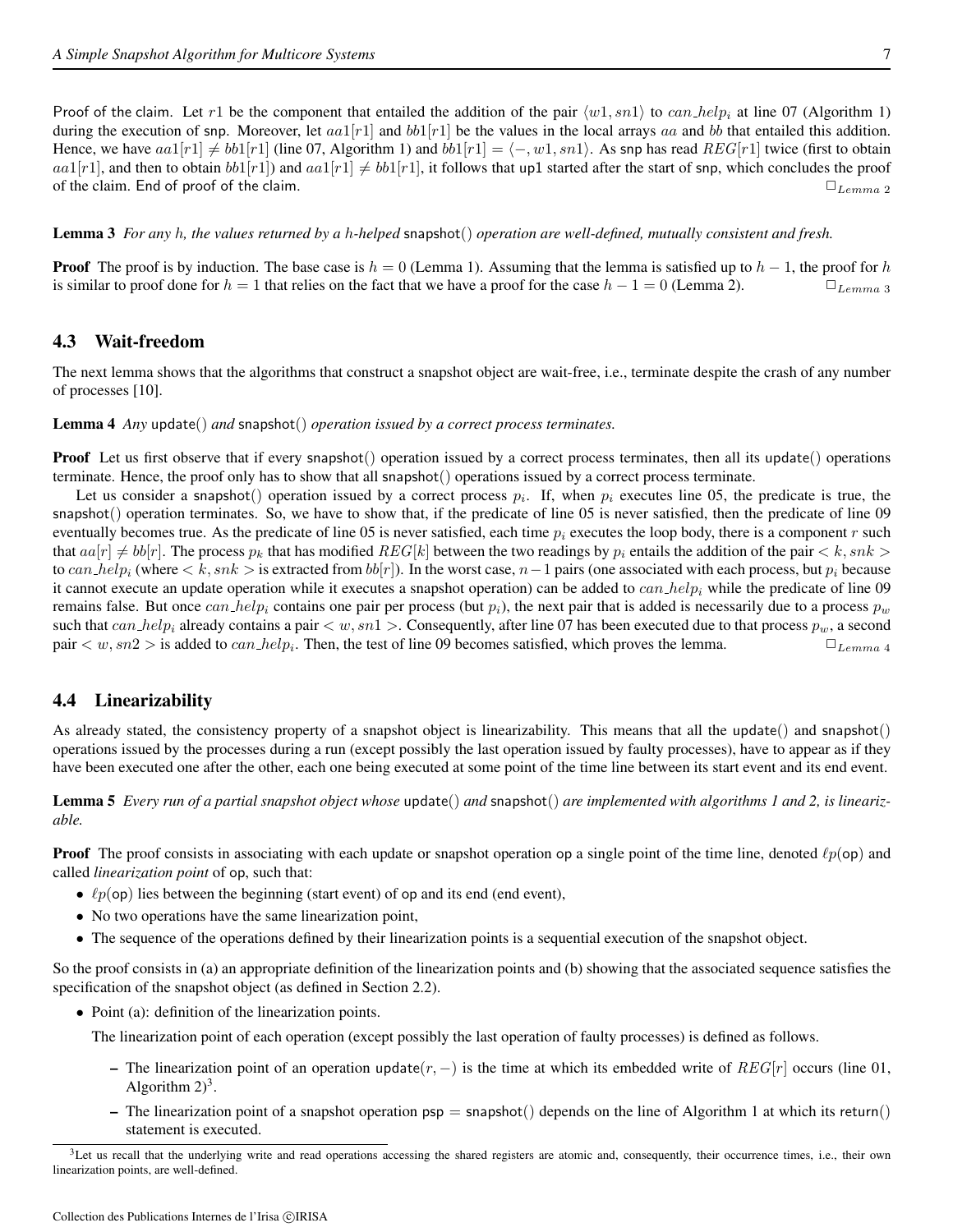Proof of the claim. Let $r1$ be the component that entailed the addition of the pair $\langle w1, sn1\rangle$ to $can\_help_i$ at line 07 (Algorithm 1) during the execution of snp. Moreover, let $aa1[r1]$ and $bb1[r1]$ be the values in the local arrays $aa$ and $bb$ that entailed this addition. Hence, we have $aa1[r1] \neq bb1[r1]$ (line 07, Algorithm 1) and $bb1[r1] = \langle -, w1, sn1\rangle$. As snp has read $REG[r1]$ twice (first to obtain $aa1[r1]$, and then to obtain $bb1[r1]$) and $aa1[r1] \neq bb1[r1]$, it follows that up1 started after the start of snp, which concludes the proof of the claim. End of proof of the claim. $\square_{Lemma\ 2}$

**Lemma 3** *For any $h$, the values returned by a $h$-helped* snapshot() *operation are well-defined, mutually consistent and fresh.*

**Proof** The proof is by induction. The base case is $h = 0$ (Lemma 1). Assuming that the lemma is satisfied up to $h - 1$, the proof for $h$ is similar to proof done for $h = 1$ that relies on the fact that we have a proof for the case $h - 1 = 0$ (Lemma 2). $\square_{Lemma\ 3}$

### 4.3 Wait-freedom

The next lemma shows that the algorithms that construct a snapshot object are wait-free, i.e., terminate despite the crash of any number of processes [10].

**Lemma 4** *Any* update() *and* snapshot() *operation issued by a correct process terminates.*

**Proof** Let us first observe that if every snapshot() operation issued by a correct process terminates, then all its update() operations terminate. Hence, the proof only has to show that all snapshot() operations issued by a correct process terminate.

Let us consider a snapshot() operation issued by a correct process $p_i$. If, when $p_i$ executes line 05, the predicate is true, the snapshot() operation terminates. So, we have to show that, if the predicate of line 05 is never satisfied, then the predicate of line 09 eventually becomes true. As the predicate of line 05 is never satisfied, each time $p_i$ executes the loop body, there is a component $r$ such that $aa[r] \neq bb[r]$. The process $p_k$ that has modified $REG[k]$ between the two readings by $p_i$ entails the addition of the pair $< k, snk >$ to $can\_help_i$ (where $< k, snk >$ is extracted from $bb[r]$). In the worst case, $n-1$ pairs (one associated with each process, but $p_i$ because it cannot execute an update operation while it executes a snapshot operation) can be added to $can\_help_i$ while the predicate of line 09 remains false. But once $can\_help_i$ contains one pair per process (but $p_i$), the next pair that is added is necessarily due to a process $p_w$ such that $can\_help_i$ already contains a pair $< w, sn1 >$. Consequently, after line 07 has been executed due to that process $p_w$, a second pair $< w, sn2 >$ is added to $can\_help_i$. Then, the test of line 09 becomes satisfied, which proves the lemma. $\square_{Lemma\ 4}$

### 4.4 Linearizability

As already stated, the consistency property of a snapshot object is linearizability. This means that all the update() and snapshot() operations issued by the processes during a run (except possibly the last operation issued by faulty processes), have to appear as if they have been executed one after the other, each one being executed at some point of the time line between its start event and its end event.

**Lemma 5** *Every run of a partial snapshot object whose* update() *and* snapshot() *are implemented with algorithms 1 and 2, is linearizable.*

**Proof** The proof consists in associating with each update or snapshot operation op a single point of the time line, denoted $\ell p(\mathsf{op})$ and called *linearization point* of op, such that:

- $\ell p(\mathsf{op})$ lies between the beginning (start event) of op and its end (end event),
- No two operations have the same linearization point,
- The sequence of the operations defined by their linearization points is a sequential execution of the snapshot object.

So the proof consists in (a) an appropriate definition of the linearization points and (b) showing that the associated sequence satisfies the specification of the snapshot object (as defined in Section 2.2).

- Point (a): definition of the linearization points.

  The linearization point of each operation (except possibly the last operation of faulty processes) is defined as follows.

  – The linearization point of an operation update$(r, -)$ is the time at which its embedded write of $REG[r]$ occurs (line 01, Algorithm 2)[3].

  – The linearization point of a snapshot operation psp = snapshot() depends on the line of Algorithm 1 at which its return() statement is executed.

[3] Let us recall that the underlying write and read operations accessing the shared registers are atomic and, consequently, their occurrence times, i.e., their own linearization points, are well-defined.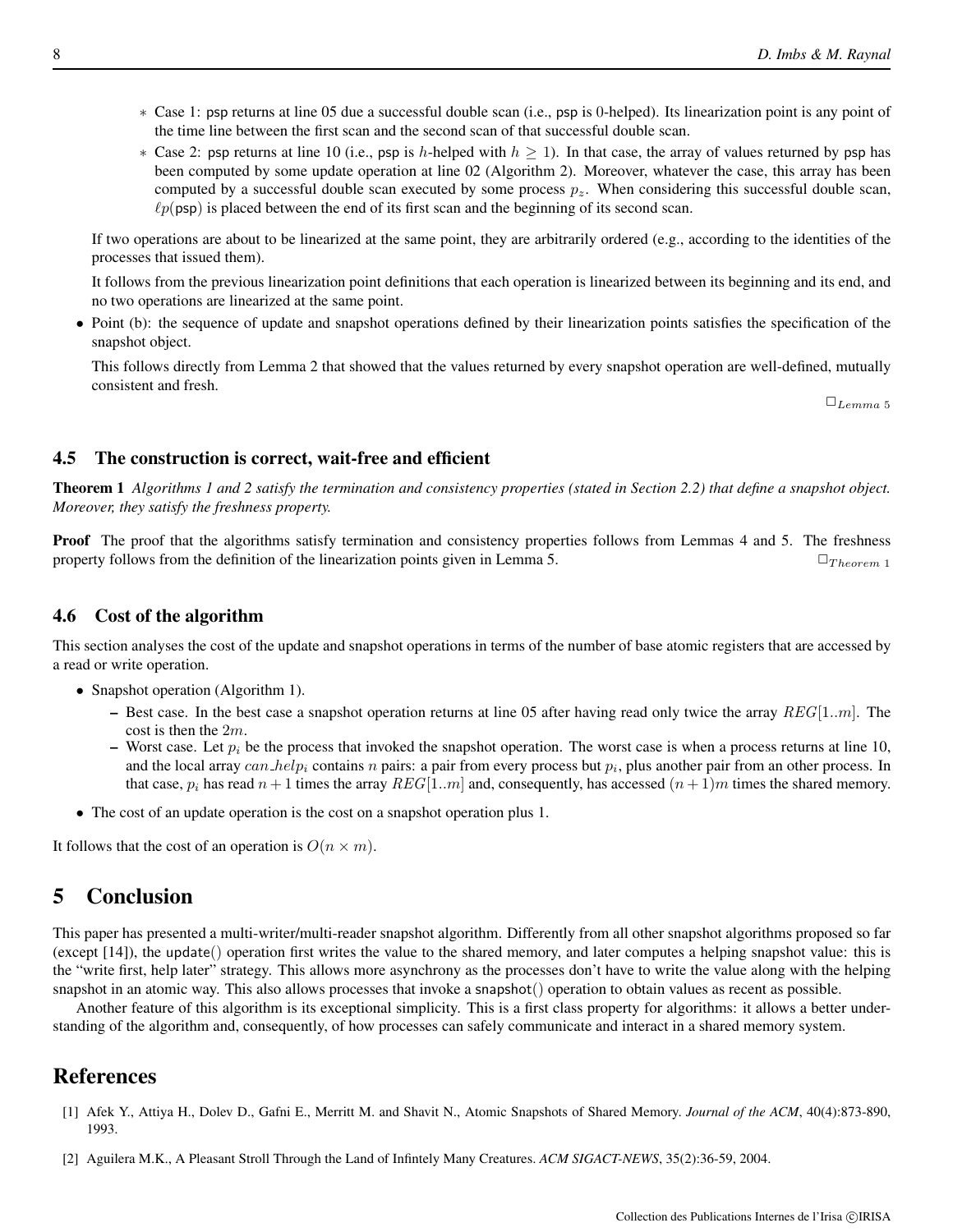* Case 1: psp returns at line 05 due a successful double scan (i.e., psp is 0-helped). Its linearization point is any point of the time line between the first scan and the second scan of that successful double scan.
* Case 2: psp returns at line 10 (i.e., psp is $h$-helped with $h \geq 1$). In that case, the array of values returned by psp has been computed by some update operation at line 02 (Algorithm 2). Moreover, whatever the case, this array has been computed by a successful double scan executed by some process $p_z$. When considering this successful double scan, $\ell p(\text{psp})$ is placed between the end of its first scan and the beginning of its second scan.

If two operations are about to be linearized at the same point, they are arbitrarily ordered (e.g., according to the identities of the processes that issued them).

It follows from the previous linearization point definitions that each operation is linearized between its beginning and its end, and no two operations are linearized at the same point.

- Point (b): the sequence of update and snapshot operations defined by their linearization points satisfies the specification of the snapshot object.

  This follows directly from Lemma 2 that showed that the values returned by every snapshot operation are well-defined, mutually consistent and fresh.

$\square_{Lemma\ 5}$

### 4.5 The construction is correct, wait-free and efficient

**Theorem 1** *Algorithms 1 and 2 satisfy the termination and consistency properties (stated in Section 2.2) that define a snapshot object. Moreover, they satisfy the freshness property.*

**Proof** The proof that the algorithms satisfy termination and consistency properties follows from Lemmas 4 and 5. The freshness property follows from the definition of the linearization points given in Lemma 5. $\square_{Theorem\ 1}$

### 4.6 Cost of the algorithm

This section analyses the cost of the update and snapshot operations in terms of the number of base atomic registers that are accessed by a read or write operation.

- Snapshot operation (Algorithm 1).
  - Best case. In the best case a snapshot operation returns at line 05 after having read only twice the array $REG[1..m]$. The cost is then the $2m$.
  - Worst case. Let $p_i$ be the process that invoked the snapshot operation. The worst case is when a process returns at line 10, and the local array $can\_help_i$ contains $n$ pairs: a pair from every process but $p_i$, plus another pair from an other process. In that case, $p_i$ has read $n+1$ times the array $REG[1..m]$ and, consequently, has accessed $(n+1)m$ times the shared memory.
- The cost of an update operation is the cost on a snapshot operation plus 1.

It follows that the cost of an operation is $O(n \times m)$.

## 5 Conclusion

This paper has presented a multi-writer/multi-reader snapshot algorithm. Differently from all other snapshot algorithms proposed so far (except [14]), the update() operation first writes the value to the shared memory, and later computes a helping snapshot value: this is the "write first, help later" strategy. This allows more asynchrony as the processes don't have to write the value along with the helping snapshot in an atomic way. This also allows processes that invoke a snapshot() operation to obtain values as recent as possible.

Another feature of this algorithm is its exceptional simplicity. This is a first class property for algorithms: it allows a better understanding of the algorithm and, consequently, of how processes can safely communicate and interact in a shared memory system.

## References

[1] Afek Y., Attiya H., Dolev D., Gafni E., Merritt M. and Shavit N., Atomic Snapshots of Shared Memory. *Journal of the ACM*, 40(4):873-890, 1993.

[2] Aguilera M.K., A Pleasant Stroll Through the Land of Infintely Many Creatures. *ACM SIGACT-NEWS*, 35(2):36-59, 2004.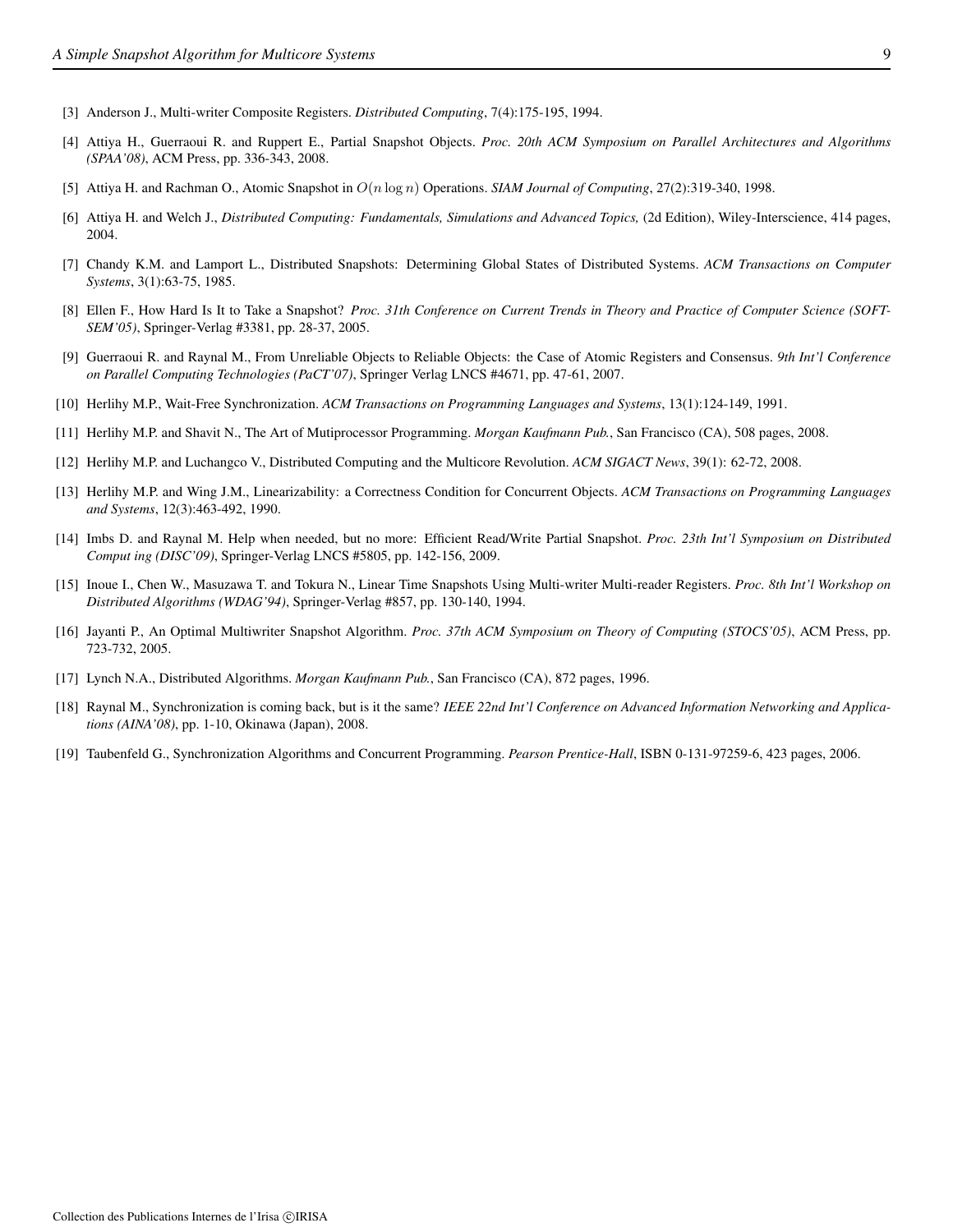[3] Anderson J., Multi-writer Composite Registers. *Distributed Computing*, 7(4):175-195, 1994.

[4] Attiya H., Guerraoui R. and Ruppert E., Partial Snapshot Objects. *Proc. 20th ACM Symposium on Parallel Architectures and Algorithms (SPAA'08)*, ACM Press, pp. 336-343, 2008.

[5] Attiya H. and Rachman O., Atomic Snapshot in $O(n \log n)$ Operations. *SIAM Journal of Computing*, 27(2):319-340, 1998.

[6] Attiya H. and Welch J., *Distributed Computing: Fundamentals, Simulations and Advanced Topics,* (2d Edition), Wiley-Interscience, 414 pages, 2004.

[7] Chandy K.M. and Lamport L., Distributed Snapshots: Determining Global States of Distributed Systems. *ACM Transactions on Computer Systems*, 3(1):63-75, 1985.

[8] Ellen F., How Hard Is It to Take a Snapshot? *Proc. 31th Conference on Current Trends in Theory and Practice of Computer Science (SOFT-SEM'05)*, Springer-Verlag #3381, pp. 28-37, 2005.

[9] Guerraoui R. and Raynal M., From Unreliable Objects to Reliable Objects: the Case of Atomic Registers and Consensus. *9th Int'l Conference on Parallel Computing Technologies (PaCT'07)*, Springer Verlag LNCS #4671, pp. 47-61, 2007.

[10] Herlihy M.P., Wait-Free Synchronization. *ACM Transactions on Programming Languages and Systems*, 13(1):124-149, 1991.

[11] Herlihy M.P. and Shavit N., The Art of Mutiprocessor Programming. *Morgan Kaufmann Pub.*, San Francisco (CA), 508 pages, 2008.

[12] Herlihy M.P. and Luchangco V., Distributed Computing and the Multicore Revolution. *ACM SIGACT News*, 39(1): 62-72, 2008.

[13] Herlihy M.P. and Wing J.M., Linearizability: a Correctness Condition for Concurrent Objects. *ACM Transactions on Programming Languages and Systems*, 12(3):463-492, 1990.

[14] Imbs D. and Raynal M. Help when needed, but no more: Efficient Read/Write Partial Snapshot. *Proc. 23th Int'l Symposium on Distributed Comput ing (DISC'09)*, Springer-Verlag LNCS #5805, pp. 142-156, 2009.

[15] Inoue I., Chen W., Masuzawa T. and Tokura N., Linear Time Snapshots Using Multi-writer Multi-reader Registers. *Proc. 8th Int'l Workshop on Distributed Algorithms (WDAG'94)*, Springer-Verlag #857, pp. 130-140, 1994.

[16] Jayanti P., An Optimal Multiwriter Snapshot Algorithm. *Proc. 37th ACM Symposium on Theory of Computing (STOCS'05)*, ACM Press, pp. 723-732, 2005.

[17] Lynch N.A., Distributed Algorithms. *Morgan Kaufmann Pub.*, San Francisco (CA), 872 pages, 1996.

[18] Raynal M., Synchronization is coming back, but is it the same? *IEEE 22nd Int'l Conference on Advanced Information Networking and Applications (AINA'08)*, pp. 1-10, Okinawa (Japan), 2008.

[19] Taubenfeld G., Synchronization Algorithms and Concurrent Programming. *Pearson Prentice-Hall*, ISBN 0-131-97259-6, 423 pages, 2006.